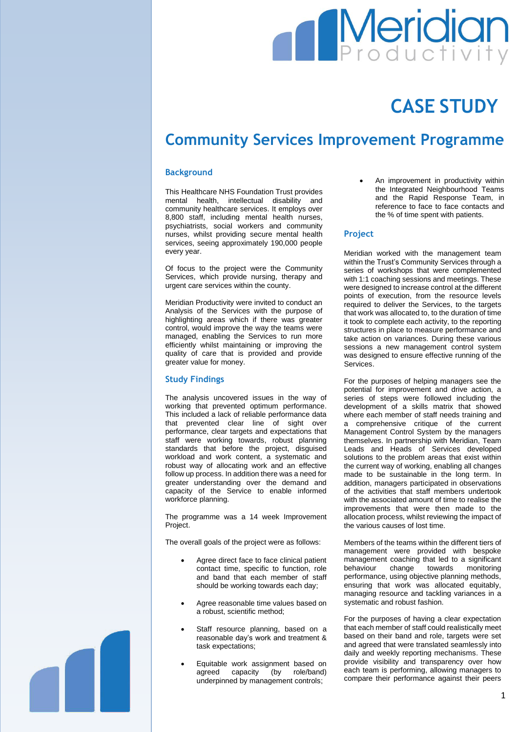# CASE STUDY

## Community Services Improvement Programme

### Background

This Healthcare NHS Foundation Trust provides mental health, intellectual disability and community healthcare services. It employs over 8,800 staff, including mental health nurses, psychiatrists, social workers and community nurses, whilst providing secure mental health services, seeing approximately 190,000 people every year.

Of focus to the project were the Community Services, which provide nursing, therapy and urgent care services within the county.

Meridian Productivity were invited to conduct an Analysis of the Services with the purpose of highlighting areas which if there was greater control, would improve the way the teams were managed, enabling the Services to run more efficiently whilst maintaining or improving the quality of care that is provided and provide greater value for money.

### Study Findings

The analysis uncovered issues in the way of working that prevented optimum performance. This included a lack of reliable performance data that prevented clear line of sight over performance, clear targets and expectations that staff were working towards, robust planning standards that before the project, disguised workload and work content, a systematic and robust way of allocating work and an effective follow up process. In addition there was a need for greater understanding over the demand and capacity of the Service to enable informed workforce planning.

The programme was a 14 week Improvement Project.

The overall goals of the project were as follows:

- Agree direct face to face clinical patient contact time, specific to function, role and band that each member of staff should be working towards each day;
- Agree reasonable time values based on a robust, scientific method;
- Staff resource planning, based on a reasonable day's work and treatment & task expectations;
- Equitable work assignment based on agreed capacity (by role/band) underpinned by management controls;
- An improvement in productivity within the Integrated Neighbourhood Teams and the Rapid Response Team, in reference to face to face contacts and the % of time spent with patients.

### Project

Meridian worked with the management team within the Trust's Community Services through a series of workshops that were complemented with 1:1 coaching sessions and meetings. These were designed to increase control at the different points of execution, from the resource levels required to deliver the Services, to the targets that work was allocated to, to the duration of time it took to complete each activity, to the reporting structures in place to measure performance and take action on variances. During these various sessions a new management control system was designed to ensure effective running of the Services.

For the purposes of helping managers see the potential for improvement and drive action, a series of steps were followed including the development of a skills matrix that showed where each member of staff needs training and a comprehensive critique of the current Management Control System by the managers themselves. In partnership with Meridian, Team Leads and Heads of Services developed solutions to the problem areas that exist within the current way of working, enabling all changes made to be sustainable in the long term. In addition, managers participated in observations of the activities that staff members undertook with the associated amount of time to realise the improvements that were then made to the allocation process, whilst reviewing the impact of the various causes of lost time.

Members of the teams within the different tiers of management were provided with bespoke management coaching that led to a significant behaviour change towards monitoring performance, using objective planning methods, ensuring that work was allocated equitably, managing resource and tackling variances in a systematic and robust fashion.

For the purposes of having a clear expectation that each member of staff could realistically meet based on their band and role, targets were set and agreed that were translated seamlessly into daily and weekly reporting mechanisms. These provide visibility and transparency over how each team is performing, allowing managers to compare their performance against their peers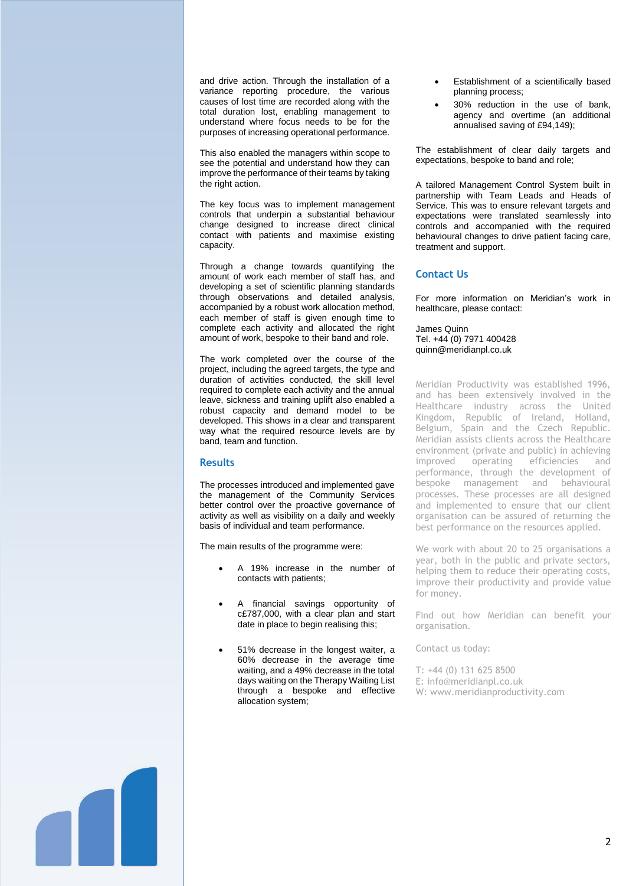and drive action. Through the installation of a variance reporting procedure, the various causes of lost time are recorded along with the total duration lost, enabling management to understand where focus needs to be for the purposes of increasing operational performance.

This also enabled the managers within scope to see the potential and understand how they can improve the performance of their teams by taking the right action.

The key focus was to implement management controls that underpin a substantial behaviour change designed to increase direct clinical contact with patients and maximise existing capacity.

Through a change towards quantifying the amount of work each member of staff has, and developing a set of scientific planning standards through observations and detailed analysis, accompanied by a robust work allocation method, each member of staff is given enough time to complete each activity and allocated the right amount of work, bespoke to their band and role.

The work completed over the course of the project, including the agreed targets, the type and duration of activities conducted, the skill level required to complete each activity and the annual leave, sickness and training uplift also enabled a robust capacity and demand model to be developed. This shows in a clear and transparent way what the required resource levels are by band, team and function.

## Results

The processes introduced and implemented gave the management of the Community Services better control over the proactive governance of activity as well as visibility on a daily and weekly basis of individual and team performance.

The main results of the programme were:

- A 19% increase in the number of contacts with patients;
- A financial savings opportunity of c£787,000, with a clear plan and start date in place to begin realising this;
- 51% decrease in the longest waiter, a 60% decrease in the average time waiting, and a 49% decrease in the total days waiting on the Therapy Waiting List through a bespoke and effective allocation system;
- Establishment of a scientifically based planning process;
- 30% reduction in the use of bank, agency and overtime (an additional annualised saving of £94,149);

The establishment of clear daily targets and expectations, bespoke to band and role;

A tailored Management Control System built in partnership with Team Leads and Heads of Service. This was to ensure relevant targets and expectations were translated seamlessly into controls and accompanied with the required behavioural changes to drive patient facing care, treatment and support.

## Contact Us

For more information on Meridian's work in healthcare, please contact:

James Quinn
Tel. +44 (0) 7971 400428
quinn@meridianpl.co.uk

Meridian Productivity was established 1996, and has been extensively involved in the Healthcare industry across the United Kingdom, Republic of Ireland, Holland, Belgium, Spain and the Czech Republic. Meridian assists clients across the Healthcare environment (private and public) in achieving improved operating efficiencies and performance, through the development of bespoke management and behavioural processes. These processes are all designed and implemented to ensure that our client organisation can be assured of returning the best performance on the resources applied.

We work with about 20 to 25 organisations a year, both in the public and private sectors, helping them to reduce their operating costs, improve their productivity and provide value for money.

Find out how Meridian can benefit your organisation.

Contact us today:

T: +44 (0) 131 625 8500
E: info@meridianpl.co.uk
W: www.meridianproductivity.com